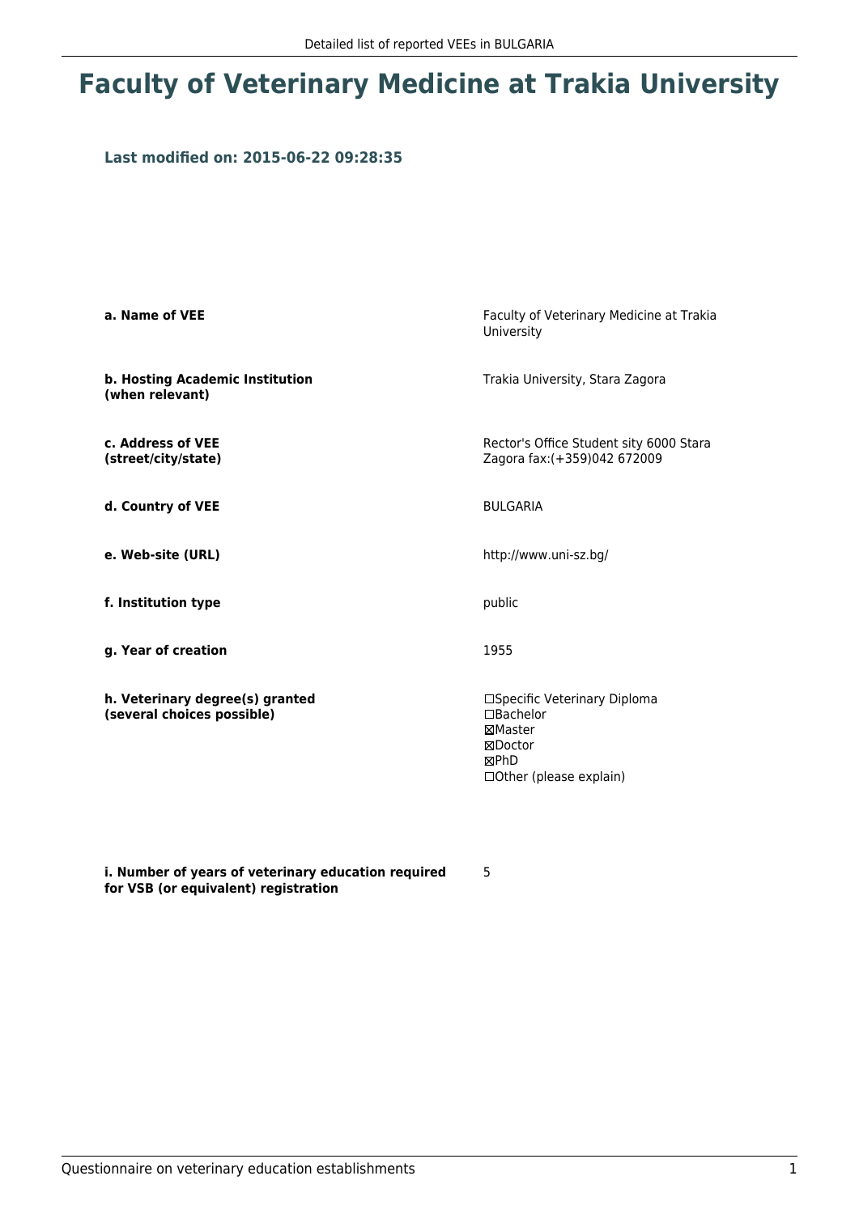# Faculty of Veterinary Medicine at Trakia University

### Last modified on: 2015-06-22 09:28:35

| | |
|---|---|
| **a. Name of VEE** | Faculty of Veterinary Medicine at Trakia University |
| **b. Hosting Academic Institution (when relevant)** | Trakia University, Stara Zagora |
| **c. Address of VEE (street/city/state)** | Rector's Office Student sity 6000 Stara Zagora fax:(+359)042 672009 |
| **d. Country of VEE** | BULGARIA |
| **e. Web-site (URL)** | http://www.uni-sz.bg/ |
| **f. Institution type** | public |
| **g. Year of creation** | 1955 |
| **h. Veterinary degree(s) granted (several choices possible)** | ☐Specific Veterinary Diploma<br>☐Bachelor<br>☒Master<br>☒Doctor<br>☒PhD<br>☐Other (please explain) |
| **i. Number of years of veterinary education required for VSB (or equivalent) registration** | 5 |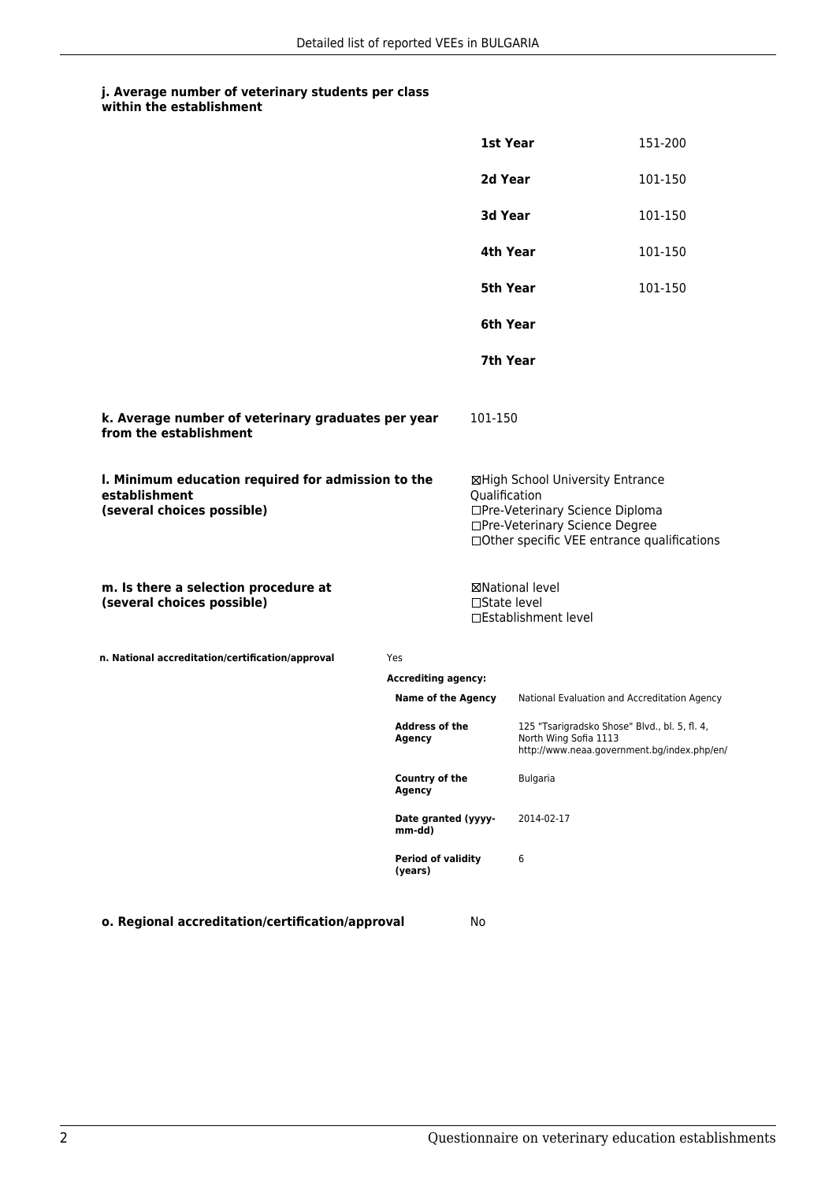#### j. Average number of veterinary students per class within the establishment

| | |
|---|---|
| **1st Year** | 151-200 |
| **2d Year** | 101-150 |
| **3d Year** | 101-150 |
| **4th Year** | 101-150 |
| **5th Year** | 101-150 |
| **6th Year** | |
| **7th Year** | |

#### k. Average number of veterinary graduates per year from the establishment

101-150

#### l. Minimum education required for admission to the establishment (several choices possible)

☒High School University Entrance Qualification
☐Pre-Veterinary Science Diploma
☐Pre-Veterinary Science Degree
☐Other specific VEE entrance qualifications

#### m. Is there a selection procedure at (several choices possible)

☒National level
☐State level
☐Establishment level

#### n. National accreditation/certification/approval

Yes

**Accrediting agency:**

| | |
|---|---|
| **Name of the Agency** | National Evaluation and Accreditation Agency |
| **Address of the Agency** | 125 "Tsarigradsko Shose" Blvd., bl. 5, fl. 4, North Wing Sofia 1113 http://www.neaa.government.bg/index.php/en/ |
| **Country of the Agency** | Bulgaria |
| **Date granted (yyyy-mm-dd)** | 2014-02-17 |
| **Period of validity (years)** | 6 |

#### o. Regional accreditation/certification/approval

No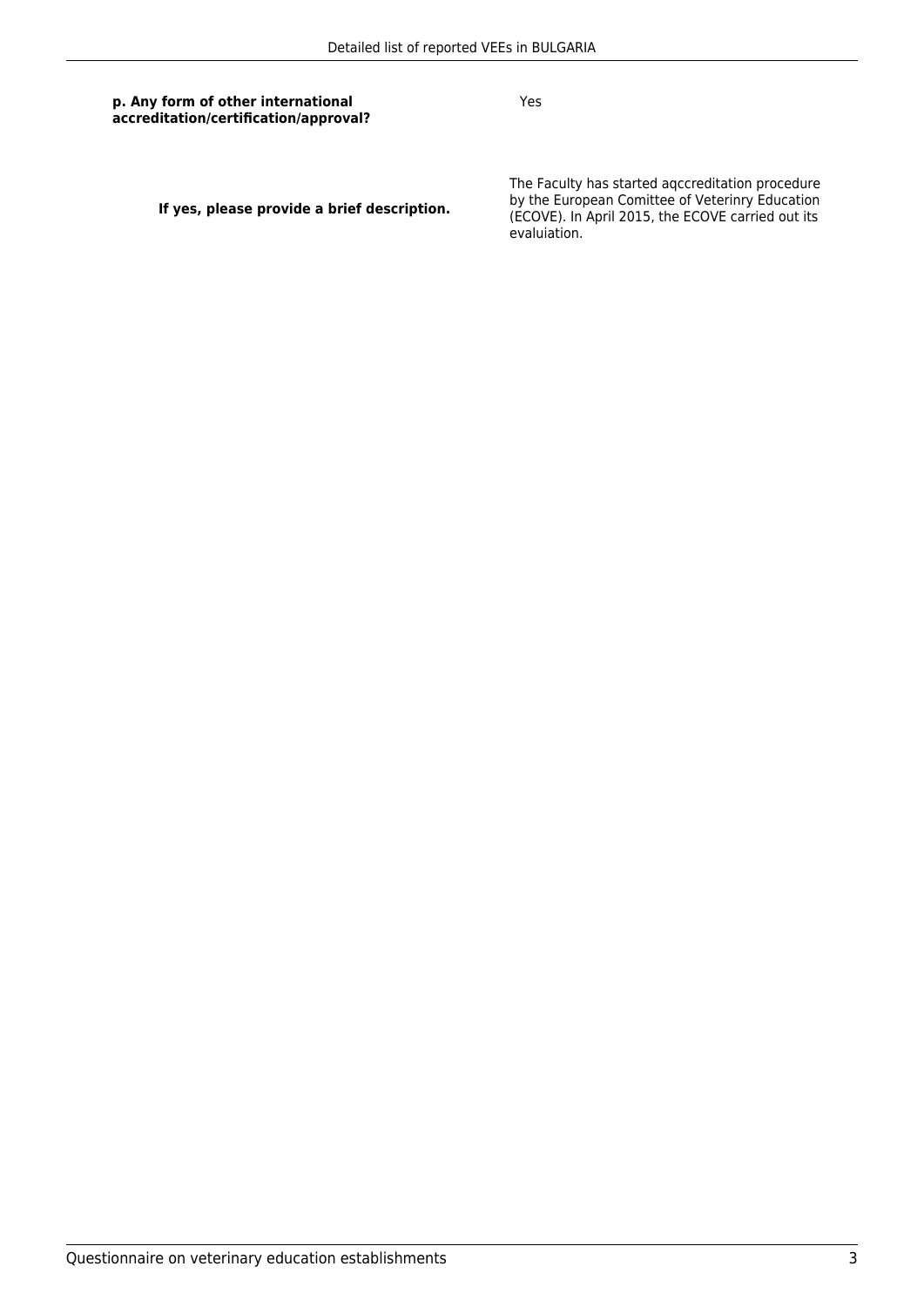**p. Any form of other international accreditation/certification/approval?**

Yes

**If yes, please provide a brief description.**

The Faculty has started aqccreditation procedure by the European Comittee of Veterinry Education (ECOVE). In April 2015, the ECOVE carried out its evaluiation.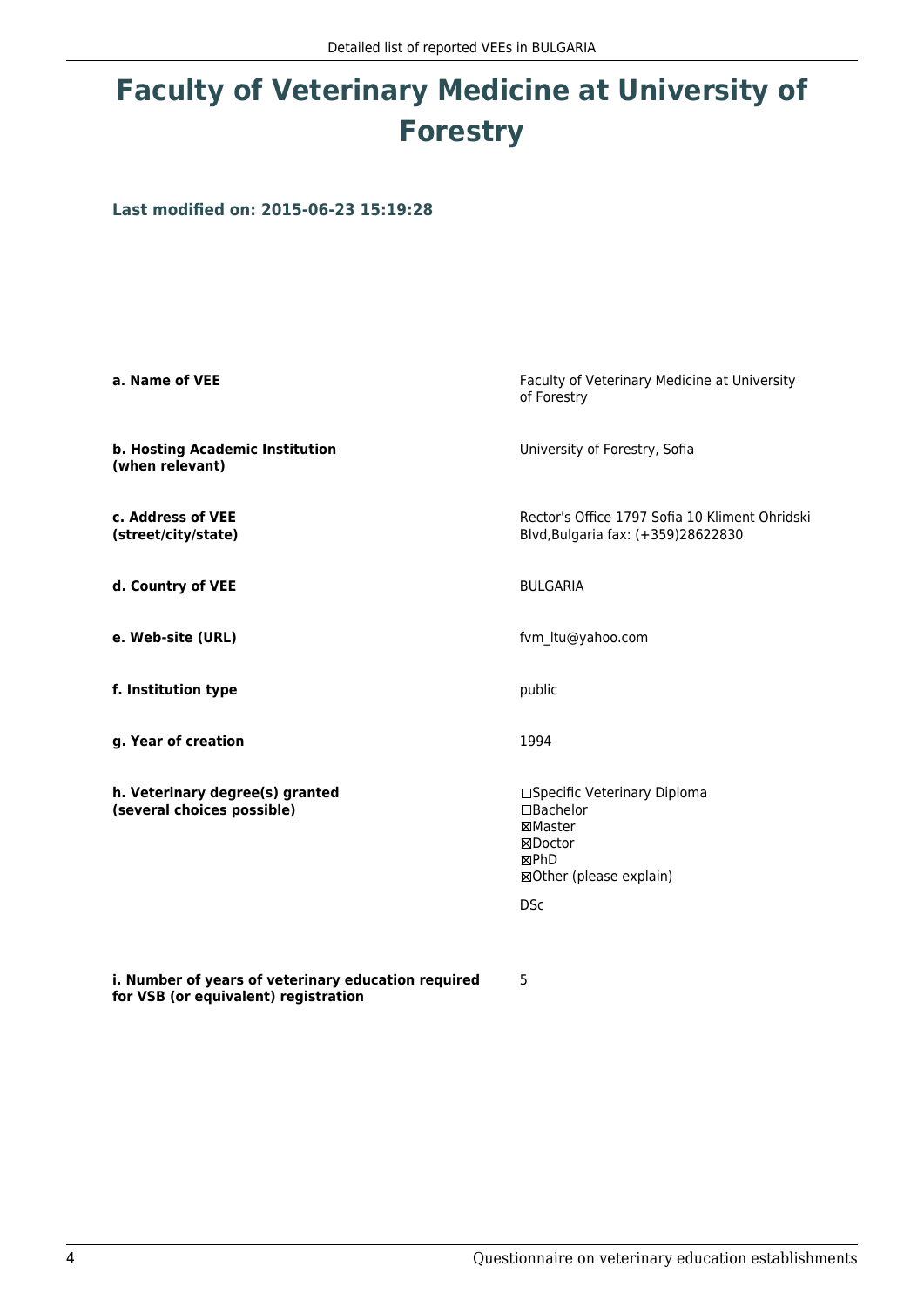# Faculty of Veterinary Medicine at University of Forestry

### Last modified on: 2015-06-23 15:19:28

| | |
|---|---|
| **a. Name of VEE** | Faculty of Veterinary Medicine at University of Forestry |
| **b. Hosting Academic Institution (when relevant)** | University of Forestry, Sofia |
| **c. Address of VEE (street/city/state)** | Rector's Office 1797 Sofia 10 Kliment Ohridski Blvd,Bulgaria fax: (+359)28622830 |
| **d. Country of VEE** | BULGARIA |
| **e. Web-site (URL)** | fvm_ltu@yahoo.com |
| **f. Institution type** | public |
| **g. Year of creation** | 1994 |
| **h. Veterinary degree(s) granted (several choices possible)** | ☐Specific Veterinary Diploma<br>☐Bachelor<br>☒Master<br>☒Doctor<br>☒PhD<br>☒Other (please explain)<br><br>DSc |
| **i. Number of years of veterinary education required for VSB (or equivalent) registration** | 5 |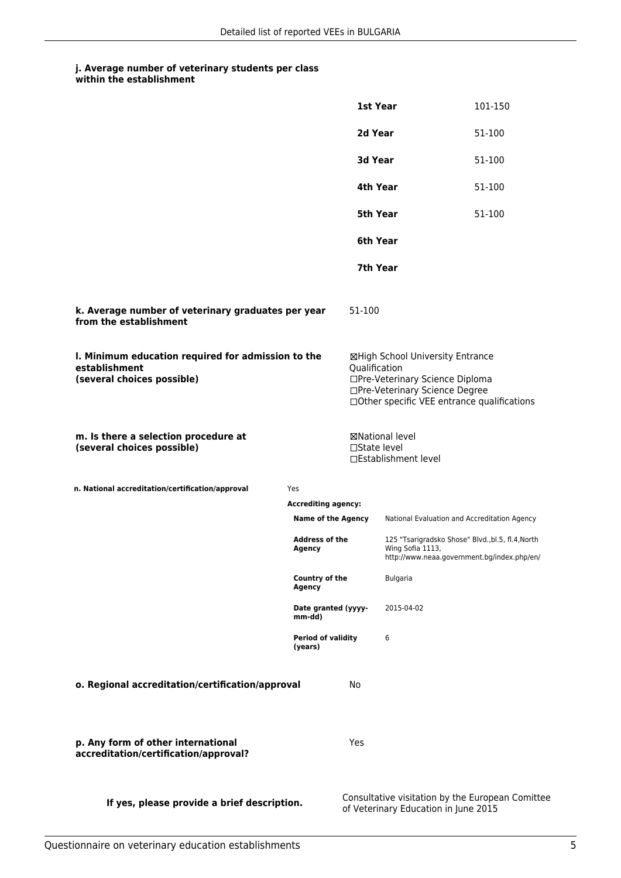**j. Average number of veterinary students per class within the establishment**

| | |
|---|---|
| **1st Year** | 101-150 |
| **2d Year** | 51-100 |
| **3d Year** | 51-100 |
| **4th Year** | 51-100 |
| **5th Year** | 51-100 |
| **6th Year** | |
| **7th Year** | |

**k. Average number of veterinary graduates per year from the establishment**

51-100

**l. Minimum education required for admission to the establishment (several choices possible)**

☒High School University Entrance Qualification
☐Pre-Veterinary Science Diploma
☐Pre-Veterinary Science Degree
☐Other specific VEE entrance qualifications

**m. Is there a selection procedure at (several choices possible)**

☒National level
☐State level
☐Establishment level

**n. National accreditation/certification/approval**

Yes

**Accrediting agency:**

| | |
|---|---|
| **Name of the Agency** | National Evaluation and Accreditation Agency |
| **Address of the Agency** | 125 "Tsarigradsko Shose" Blvd.,bl.5, fl.4,North Wing Sofia 1113, http://www.neaa.government.bg/index.php/en/ |
| **Country of the Agency** | Bulgaria |
| **Date granted (yyyy-mm-dd)** | 2015-04-02 |
| **Period of validity (years)** | 6 |

**o. Regional accreditation/certification/approval**

No

**p. Any form of other international accreditation/certification/approval?**

Yes

**If yes, please provide a brief description.**

Consultative visitation by the European Comittee of Veterinary Education in June 2015